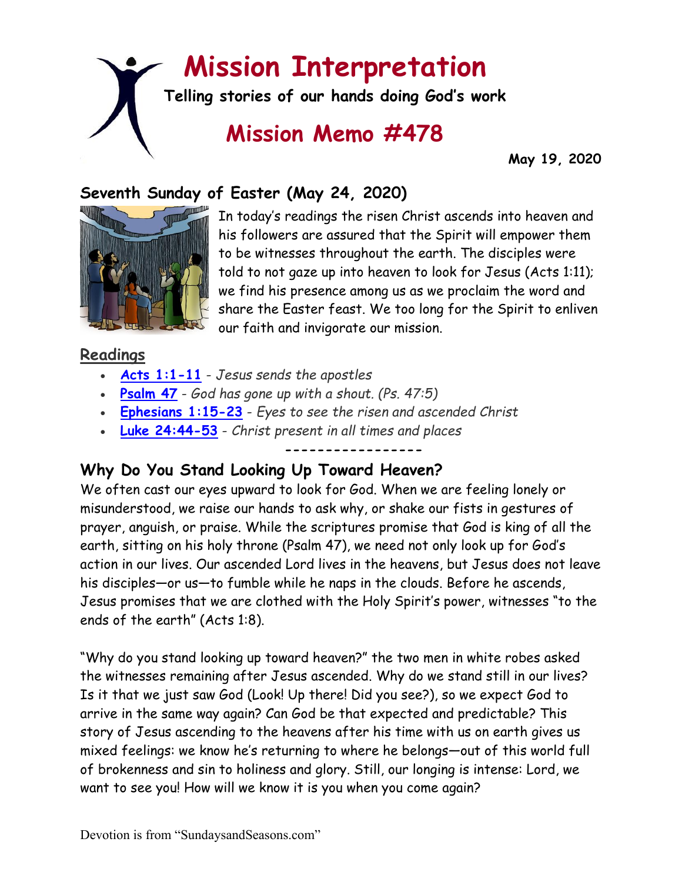# Mission Interpretation

**Telling stories of our hands doing God's work**

## Mission Memo #478

**May 19, 2020**

## Seventh Sunday of Easter (May 24, 2020)

In today's readings the risen Christ ascends into heaven and his followers are assured that the Spirit will empower them to be witnesses throughout the earth. The disciples were told to not gaze up into heaven to look for Jesus (Acts 1:11); we find his presence among us as we proclaim the word and share the Easter feast. We too long for the Spirit to enliven our faith and invigorate our mission.

### Readings

- **Acts 1:1-11** - *Jesus sends the apostles*
- **Psalm 47** - *God has gone up with a shout. (Ps. 47:5)*
- **Ephesians 1:15-23** - *Eyes to see the risen and ascended Christ*
- **Luke 24:44-53** - *Christ present in all times and places*

-----------------

## Why Do You Stand Looking Up Toward Heaven?

We often cast our eyes upward to look for God. When we are feeling lonely or misunderstood, we raise our hands to ask why, or shake our fists in gestures of prayer, anguish, or praise. While the scriptures promise that God is king of all the earth, sitting on his holy throne (Psalm 47), we need not only look up for God's action in our lives. Our ascended Lord lives in the heavens, but Jesus does not leave his disciples—or us—to fumble while he naps in the clouds. Before he ascends, Jesus promises that we are clothed with the Holy Spirit's power, witnesses "to the ends of the earth" (Acts 1:8).

"Why do you stand looking up toward heaven?" the two men in white robes asked the witnesses remaining after Jesus ascended. Why do we stand still in our lives? Is it that we just saw God (Look! Up there! Did you see?), so we expect God to arrive in the same way again? Can God be that expected and predictable? This story of Jesus ascending to the heavens after his time with us on earth gives us mixed feelings: we know he's returning to where he belongs—out of this world full of brokenness and sin to holiness and glory. Still, our longing is intense: Lord, we want to see you! How will we know it is you when you come again?

Devotion is from "SundaysandSeasons.com"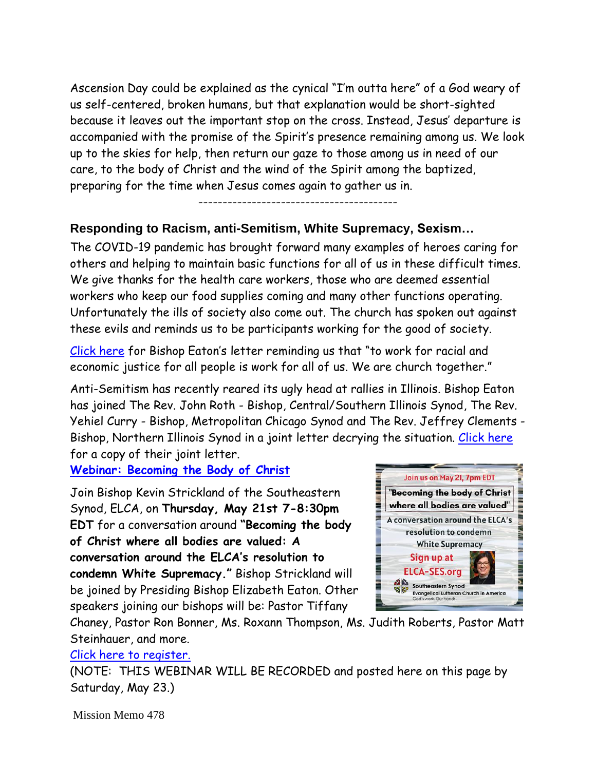Ascension Day could be explained as the cynical "I'm outta here" of a God weary of us self-centered, broken humans, but that explanation would be short-sighted because it leaves out the important stop on the cross. Instead, Jesus' departure is accompanied with the promise of the Spirit's presence remaining among us. We look up to the skies for help, then return our gaze to those among us in need of our care, to the body of Christ and the wind of the Spirit among the baptized, preparing for the time when Jesus comes again to gather us in.

----------------------------------------

### Responding to Racism, anti-Semitism, White Supremacy, Sexism…

The COVID-19 pandemic has brought forward many examples of heroes caring for others and helping to maintain basic functions for all of us in these difficult times. We give thanks for the health care workers, those who are deemed essential workers who keep our food supplies coming and many other functions operating. Unfortunately the ills of society also come out. The church has spoken out against these evils and reminds us to be participants working for the good of society.

Click here for Bishop Eaton's letter reminding us that "to work for racial and economic justice for all people is work for all of us. We are church together."

Anti-Semitism has recently reared its ugly head at rallies in Illinois. Bishop Eaton has joined The Rev. John Roth - Bishop, Central/Southern Illinois Synod, The Rev. Yehiel Curry - Bishop, Metropolitan Chicago Synod and The Rev. Jeffrey Clements - Bishop, Northern Illinois Synod in a joint letter decrying the situation. Click here for a copy of their joint letter.

**Webinar: Becoming the Body of Christ**

Join Bishop Kevin Strickland of the Southeastern Synod, ELCA, on **Thursday, May 21st 7-8:30pm EDT** for a conversation around **"Becoming the body of Christ where all bodies are valued: A conversation around the ELCA's resolution to condemn White Supremacy."** Bishop Strickland will be joined by Presiding Bishop Elizabeth Eaton. Other speakers joining our bishops will be: Pastor Tiffany Chaney, Pastor Ron Bonner, Ms. Roxann Thompson, Ms. Judith Roberts, Pastor Matt Steinhauer, and more.

Join us on May 21, 7pm EDT
"Becoming the body of Christ where all bodies are valued"
A conversation around the ELCA's resolution to condemn White Supremacy
Sign up at ELCA-SES.org
Southeastern Synod Evangelical Lutheran Church in America God's work. Our hands.

Click here to register.

(NOTE: THIS WEBINAR WILL BE RECORDED and posted here on this page by Saturday, May 23.)

Mission Memo 478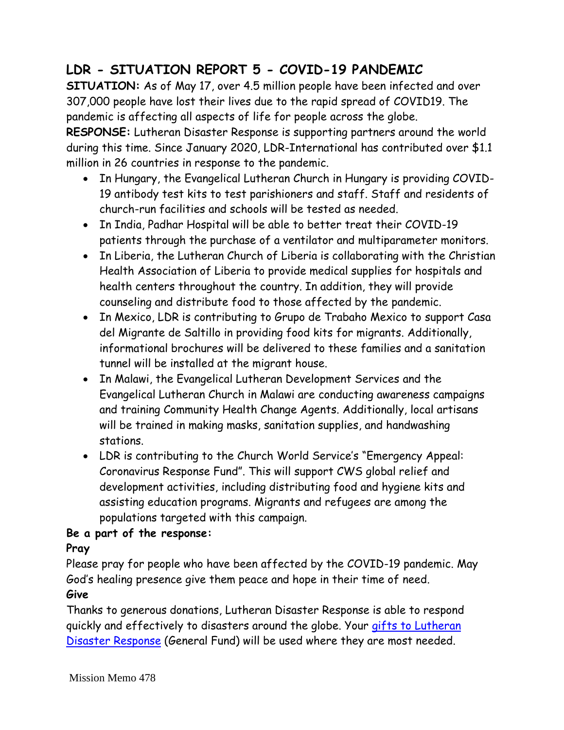## LDR - SITUATION REPORT 5 - COVID-19 PANDEMIC

**SITUATION:** As of May 17, over 4.5 million people have been infected and over 307,000 people have lost their lives due to the rapid spread of COVID19. The pandemic is affecting all aspects of life for people across the globe.

**RESPONSE:** Lutheran Disaster Response is supporting partners around the world during this time. Since January 2020, LDR-International has contributed over $1.1 million in 26 countries in response to the pandemic.

- In Hungary, the Evangelical Lutheran Church in Hungary is providing COVID-19 antibody test kits to test parishioners and staff. Staff and residents of church-run facilities and schools will be tested as needed.
- In India, Padhar Hospital will be able to better treat their COVID-19 patients through the purchase of a ventilator and multiparameter monitors.
- In Liberia, the Lutheran Church of Liberia is collaborating with the Christian Health Association of Liberia to provide medical supplies for hospitals and health centers throughout the country. In addition, they will provide counseling and distribute food to those affected by the pandemic.
- In Mexico, LDR is contributing to Grupo de Trabaho Mexico to support Casa del Migrante de Saltillo in providing food kits for migrants. Additionally, informational brochures will be delivered to these families and a sanitation tunnel will be installed at the migrant house.
- In Malawi, the Evangelical Lutheran Development Services and the Evangelical Lutheran Church in Malawi are conducting awareness campaigns and training Community Health Change Agents. Additionally, local artisans will be trained in making masks, sanitation supplies, and handwashing stations.
- LDR is contributing to the Church World Service's "Emergency Appeal: Coronavirus Response Fund". This will support CWS global relief and development activities, including distributing food and hygiene kits and assisting education programs. Migrants and refugees are among the populations targeted with this campaign.

**Be a part of the response:**

**Pray**

Please pray for people who have been affected by the COVID-19 pandemic. May God's healing presence give them peace and hope in their time of need.

**Give**

Thanks to generous donations, Lutheran Disaster Response is able to respond quickly and effectively to disasters around the globe. Your gifts to Lutheran Disaster Response (General Fund) will be used where they are most needed.

Mission Memo 478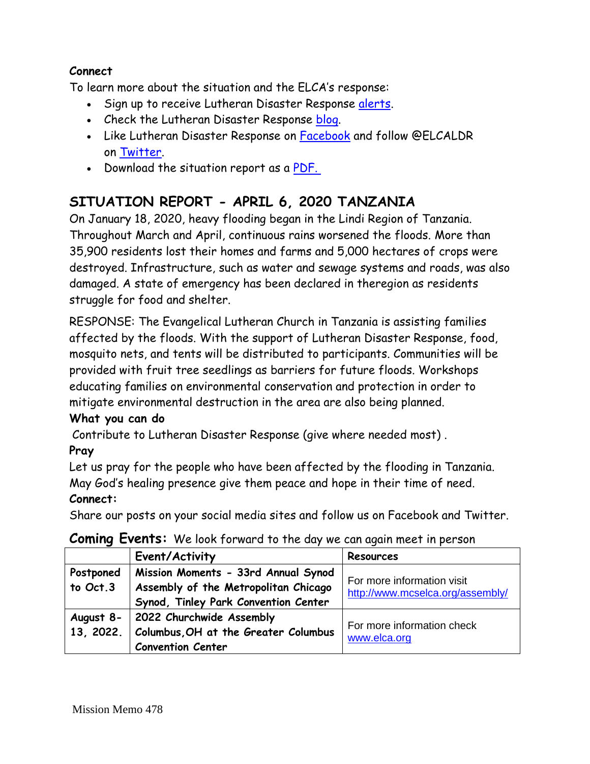**Connect**

To learn more about the situation and the ELCA's response:

- Sign up to receive Lutheran Disaster Response alerts.
- Check the Lutheran Disaster Response blog.
- Like Lutheran Disaster Response on Facebook and follow @ELCALDR on Twitter.
- Download the situation report as a PDF.

## SITUATION REPORT - APRIL 6, 2020 TANZANIA

On January 18, 2020, heavy flooding began in the Lindi Region of Tanzania. Throughout March and April, continuous rains worsened the floods. More than 35,900 residents lost their homes and farms and 5,000 hectares of crops were destroyed. Infrastructure, such as water and sewage systems and roads, was also damaged. A state of emergency has been declared in theregion as residents struggle for food and shelter.

RESPONSE: The Evangelical Lutheran Church in Tanzania is assisting families affected by the floods. With the support of Lutheran Disaster Response, food, mosquito nets, and tents will be distributed to participants. Communities will be provided with fruit tree seedlings as barriers for future floods. Workshops educating families on environmental conservation and protection in order to mitigate environmental destruction in the area are also being planned.

**What you can do**

Contribute to Lutheran Disaster Response (give where needed most) .

**Pray**

Let us pray for the people who have been affected by the flooding in Tanzania. May God's healing presence give them peace and hope in their time of need.

**Connect:**

Share our posts on your social media sites and follow us on Facebook and Twitter.

**Coming Events:** We look forward to the day we can again meet in person

| | Event/Activity | Resources |
|---|---|---|
| **Postponed to Oct.3** | **Mission Moments - 33rd Annual Synod Assembly of the Metropolitan Chicago Synod, Tinley Park Convention Center** | For more information visit http://www.mcselca.org/assembly/ |
| **August 8-13, 2022.** | **2022 Churchwide Assembly Columbus,OH at the Greater Columbus Convention Center** | For more information check www.elca.org |

Mission Memo 478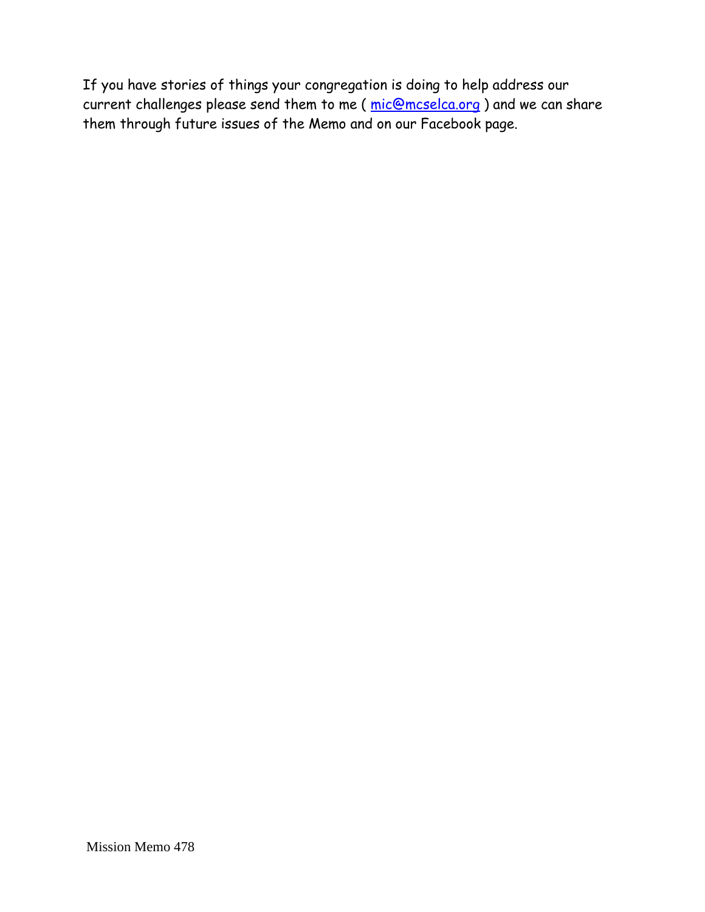If you have stories of things your congregation is doing to help address our current challenges please send them to me ( mic@mcselca.org ) and we can share them through future issues of the Memo and on our Facebook page.